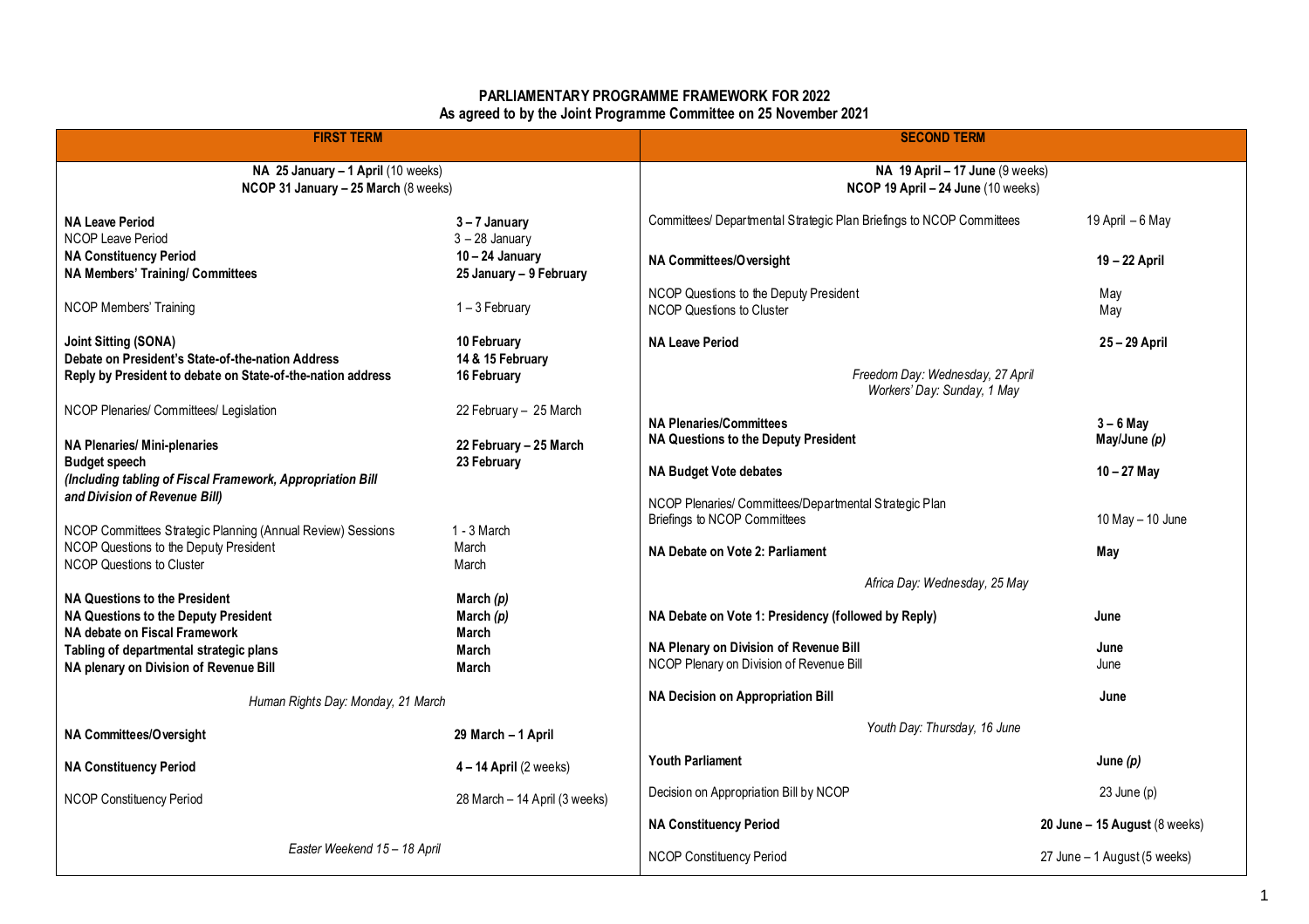# PARLIAMENTARY PROGRAMME FRAMEWORK FOR 2022

**As agreed to by the Joint Programme Committee on 25 November 2021**

## FIRST TERM

**NA 25 January – 1 April** (10 weeks)
**NCOP 31 January – 25 March** (8 weeks)

| Activity | Date |
|---|---|
| **NA Leave Period** | **3 – 7 January** |
| NCOP Leave Period | 3 – 28 January |
| **NA Constituency Period** | **10 – 24 January** |
| **NA Members' Training/ Committees** | **25 January – 9 February** |
| NCOP Members' Training | 1 – 3 February |
| **Joint Sitting (SONA)** | **10 February** |
| **Debate on President's State-of-the-nation Address** | **14 & 15 February** |
| **Reply by President to debate on State-of-the-nation address** | **16 February** |
| NCOP Plenaries/ Committees/ Legislation | 22 February – 25 March |
| **NA Plenaries/ Mini-plenaries** | **22 February – 25 March** |
| **Budget speech** ***(Including tabling of Fiscal Framework, Appropriation Bill and Division of Revenue Bill)*** | **23 February** |
| NCOP Committees Strategic Planning (Annual Review) Sessions | 1 - 3 March |
| NCOP Questions to the Deputy President | March |
| NCOP Questions to Cluster | March |
| **NA Questions to the President** | **March** ***(p)*** |
| **NA Questions to the Deputy President** | **March** ***(p)*** |
| **NA debate on Fiscal Framework** | **March** |
| **Tabling of departmental strategic plans** | **March** |
| **NA plenary on Division of Revenue Bill** | **March** |
| *Human Rights Day: Monday, 21 March* | |
| **NA Committees/Oversight** | **29 March – 1 April** |
| **NA Constituency Period** | **4 – 14 April** (2 weeks) |
| NCOP Constituency Period | 28 March – 14 April (3 weeks) |
| *Easter Weekend 15 – 18 April* | |

## SECOND TERM

**NA 19 April – 17 June** (9 weeks)
**NCOP 19 April – 24 June** (10 weeks)

| Activity | Date |
|---|---|
| Committees/ Departmental Strategic Plan Briefings to NCOP Committees | 19 April – 6 May |
| **NA Committees/Oversight** | **19 – 22 April** |
| NCOP Questions to the Deputy President | May |
| NCOP Questions to Cluster | May |
| **NA Leave Period** | **25 – 29 April** |
| *Freedom Day: Wednesday, 27 April* | |
| *Workers' Day: Sunday, 1 May* | |
| **NA Plenaries/Committees** | **3 – 6 May** |
| **NA Questions to the Deputy President** | **May/June** ***(p)*** |
| **NA Budget Vote debates** | **10 – 27 May** |
| NCOP Plenaries/ Committees/Departmental Strategic Plan Briefings to NCOP Committees | 10 May – 10 June |
| **NA Debate on Vote 2: Parliament** | **May** |
| *Africa Day: Wednesday, 25 May* | |
| **NA Debate on Vote 1: Presidency (followed by Reply)** | **June** |
| **NA Plenary on Division of Revenue Bill** | **June** |
| NCOP Plenary on Division of Revenue Bill | June |
| **NA Decision on Appropriation Bill** | **June** |
| *Youth Day: Thursday, 16 June* | |
| **Youth Parliament** | **June** ***(p)*** |
| Decision on Appropriation Bill by NCOP | 23 June (p) |
| **NA Constituency Period** | **20 June – 15 August** (8 weeks) |
| NCOP Constituency Period | 27 June – 1 August (5 weeks) |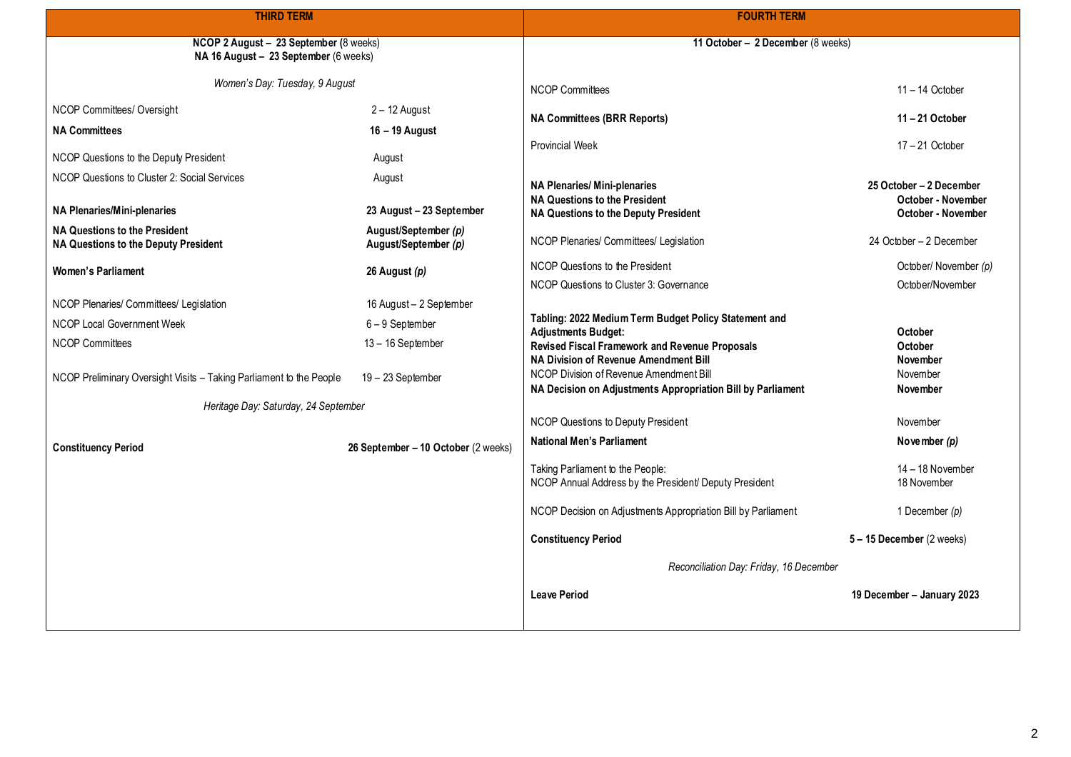| THIRD TERM | | FOURTH TERM | |
|---|---|---|---|
| **NCOP 2 August – 23 September** (8 weeks) **NA 16 August – 23 September** (6 weeks) | | **11 October – 2 December** (8 weeks) | |
| *Women's Day: Tuesday, 9 August* | | NCOP Committees | 11 – 14 October |
| NCOP Committees/ Oversight | 2 – 12 August | **NA Committees (BRR Reports)** | **11 – 21 October** |
| **NA Committees** | **16 – 19 August** | Provincial Week | 17 – 21 October |
| NCOP Questions to the Deputy President | August | | |
| NCOP Questions to Cluster 2: Social Services | August | **NA Plenaries/ Mini-plenaries** | **25 October – 2 December** |
| **NA Plenaries/Mini-plenaries** | **23 August – 23 September** | **NA Questions to the President** | **October - November** |
| | | **NA Questions to the Deputy President** | **October - November** |
| **NA Questions to the President** | **August/September *(p)*** | NCOP Plenaries/ Committees/ Legislation | 24 October – 2 December |
| **NA Questions to the Deputy President** | **August/September *(p)*** | | |
| **Women's Parliament** | **26 August *(p)*** | NCOP Questions to the President | October/ November *(p)* |
| | | NCOP Questions to Cluster 3: Governance | October/November |
| NCOP Plenaries/ Committees/ Legislation | 16 August – 2 September | | |
| NCOP Local Government Week | 6 – 9 September | **Tabling: 2022 Medium Term Budget Policy Statement and Adjustments Budget:** | **October** |
| NCOP Committees | 13 – 16 September | **Revised Fiscal Framework and Revenue Proposals** | **October** |
| | | **NA Division of Revenue Amendment Bill** | **November** |
| NCOP Preliminary Oversight Visits – Taking Parliament to the People | 19 – 23 September | NCOP Division of Revenue Amendment Bill | November |
| | | **NA Decision on Adjustments Appropriation Bill by Parliament** | **November** |
| *Heritage Day: Saturday, 24 September* | | | |
| | | NCOP Questions to Deputy President | November |
| **Constituency Period** | **26 September – 10 October** (2 weeks) | **National Men's Parliament** | **November *(p)*** |
| | | Taking Parliament to the People: | 14 – 18 November |
| | | NCOP Annual Address by the President/ Deputy President | 18 November |
| | | NCOP Decision on Adjustments Appropriation Bill by Parliament | 1 December *(p)* |
| | | **Constituency Period** | **5 – 15 December** (2 weeks) |
| | | *Reconciliation Day: Friday, 16 December* | |
| | | **Leave Period** | **19 December – January 2023** |